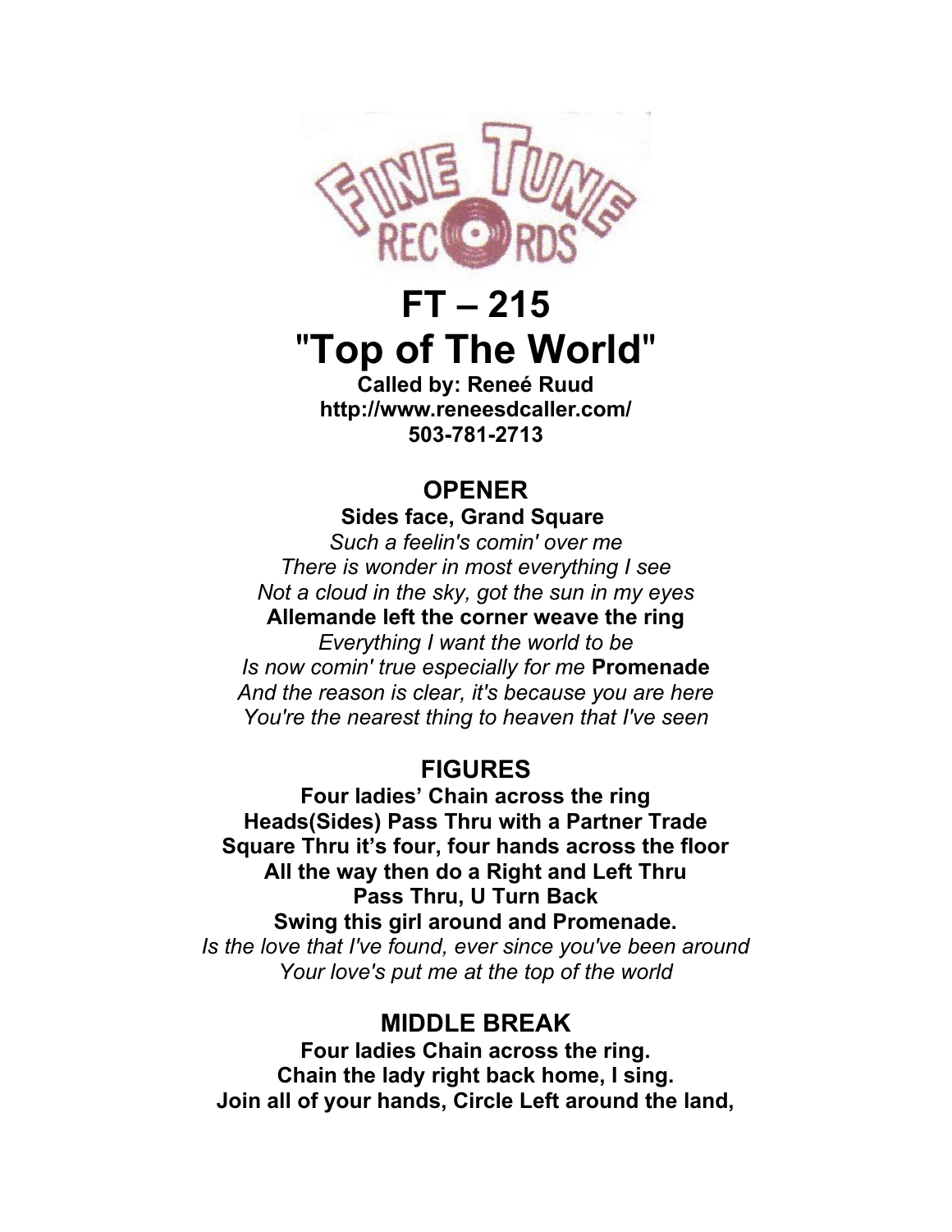FINE TUNE RECORDS

# FT – 215
# "Top of The World"

**Called by: Reneé Ruud**
**http://www.reneesdcaller.com/**
**503-781-2713**

## OPENER

**Sides face, Grand Square**
*Such a feelin's comin' over me*
*There is wonder in most everything I see*
*Not a cloud in the sky, got the sun in my eyes*
**Allemande left the corner weave the ring**
*Everything I want the world to be*
*Is now comin' true especially for me* **Promenade**
*And the reason is clear, it's because you are here*
*You're the nearest thing to heaven that I've seen*

## FIGURES

**Four ladies' Chain across the ring**
**Heads(Sides) Pass Thru with a Partner Trade**
**Square Thru it's four, four hands across the floor**
**All the way then do a Right and Left Thru**
**Pass Thru, U Turn Back**
**Swing this girl around and Promenade.**
*Is the love that I've found, ever since you've been around*
*Your love's put me at the top of the world*

## MIDDLE BREAK

**Four ladies Chain across the ring.**
**Chain the lady right back home, I sing.**
**Join all of your hands, Circle Left around the land,**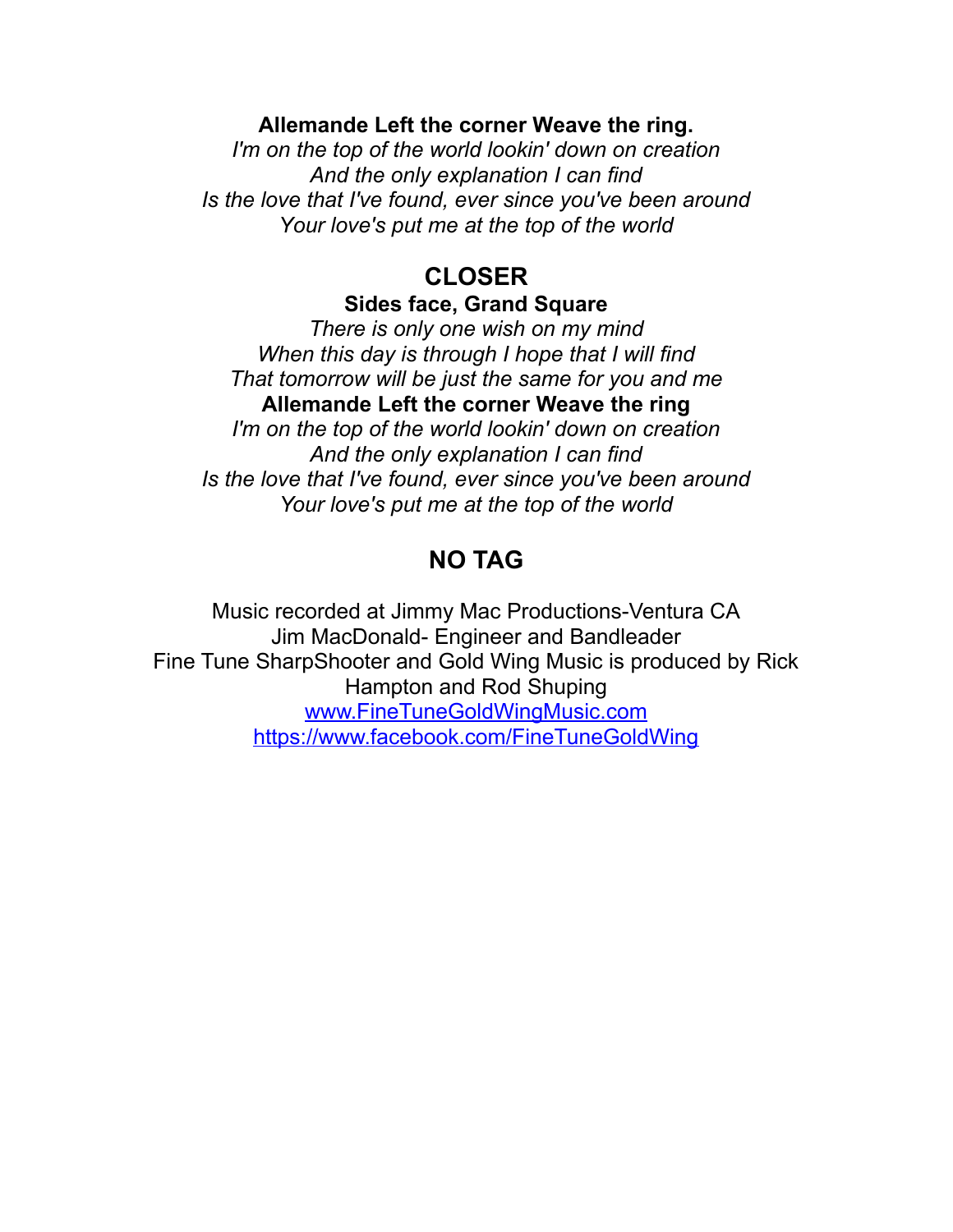**Allemande Left the corner Weave the ring.**

*I'm on the top of the world lookin' down on creation*
*And the only explanation I can find*
*Is the love that I've found, ever since you've been around*
*Your love's put me at the top of the world*

## CLOSER

**Sides face, Grand Square**

*There is only one wish on my mind*
*When this day is through I hope that I will find*
*That tomorrow will be just the same for you and me*

**Allemande Left the corner Weave the ring**

*I'm on the top of the world lookin' down on creation*
*And the only explanation I can find*
*Is the love that I've found, ever since you've been around*
*Your love's put me at the top of the world*

## NO TAG

Music recorded at Jimmy Mac Productions-Ventura CA
Jim MacDonald- Engineer and Bandleader
Fine Tune SharpShooter and Gold Wing Music is produced by Rick Hampton and Rod Shuping
[www.FineTuneGoldWingMusic.com](http://www.FineTuneGoldWingMusic.com)
[https://www.facebook.com/FineTuneGoldWing](https://www.facebook.com/FineTuneGoldWing)